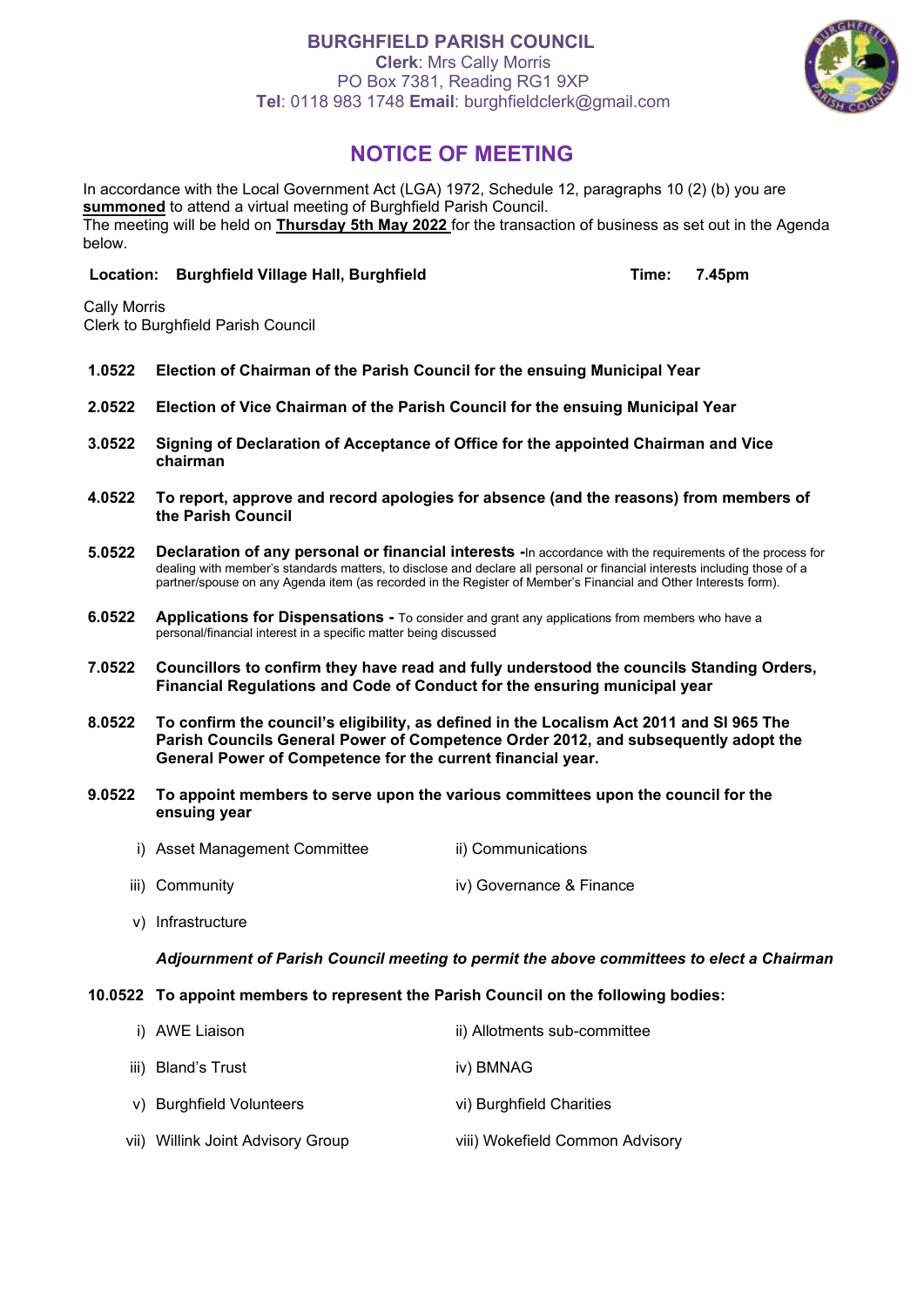# BURGHFIELD PARISH COUNCIL

**Clerk**: Mrs Cally Morris
PO Box 7381, Reading RG1 9XP
**Tel**: 0118 983 1748 **Email**: burghfieldclerk@gmail.com

## NOTICE OF MEETING

In accordance with the Local Government Act (LGA) 1972, Schedule 12, paragraphs 10 (2) (b) you are **summoned** to attend a virtual meeting of Burghfield Parish Council.
The meeting will be held on **Thursday 5th May 2022** for the transaction of business as set out in the Agenda below.

**Location: Burghfield Village Hall, Burghfield** **Time: 7.45pm**

Cally Morris
Clerk to Burghfield Parish Council

**1.0522 Election of Chairman of the Parish Council for the ensuing Municipal Year**

**2.0522 Election of Vice Chairman of the Parish Council for the ensuing Municipal Year**

**3.0522 Signing of Declaration of Acceptance of Office for the appointed Chairman and Vice chairman**

**4.0522 To report, approve and record apologies for absence (and the reasons) from members of the Parish Council**

**5.0522 Declaration of any personal or financial interests -** In accordance with the requirements of the process for dealing with member's standards matters, to disclose and declare all personal or financial interests including those of a partner/spouse on any Agenda item (as recorded in the Register of Member's Financial and Other Interests form).

**6.0522 Applications for Dispensations -** To consider and grant any applications from members who have a personal/financial interest in a specific matter being discussed

**7.0522 Councillors to confirm they have read and fully understood the councils Standing Orders, Financial Regulations and Code of Conduct for the ensuring municipal year**

**8.0522 To confirm the council's eligibility, as defined in the Localism Act 2011 and SI 965 The Parish Councils General Power of Competence Order 2012, and subsequently adopt the General Power of Competence for the current financial year.**

**9.0522 To appoint members to serve upon the various committees upon the council for the ensuing year**

- i) Asset Management Committee
- ii) Communications
- iii) Community
- iv) Governance & Finance
- v) Infrastructure

***Adjournment of Parish Council meeting to permit the above committees to elect a Chairman***

**10.0522 To appoint members to represent the Parish Council on the following bodies:**

- i) AWE Liaison
- ii) Allotments sub-committee
- iii) Bland's Trust
- iv) BMNAG
- v) Burghfield Volunteers
- vi) Burghfield Charities
- vii) Willink Joint Advisory Group
- viii) Wokefield Common Advisory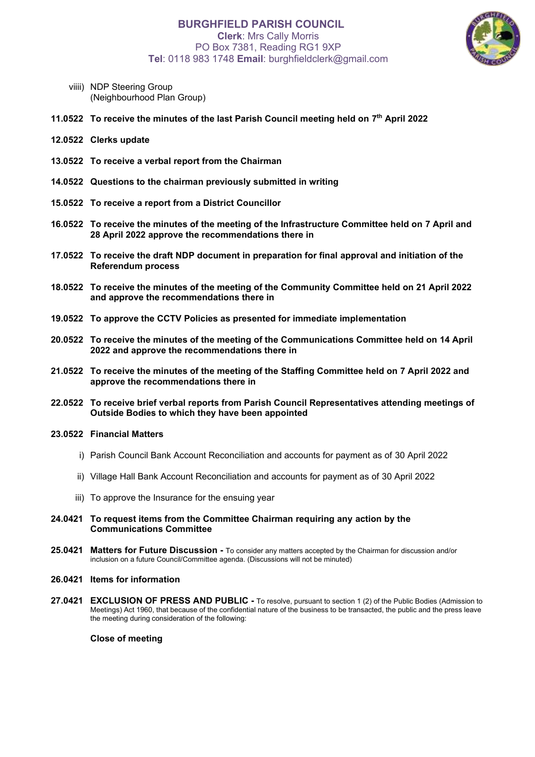viiii) NDP Steering Group
(Neighbourhood Plan Group)

**11.0522 To receive the minutes of the last Parish Council meeting held on 7th April 2022**

**12.0522 Clerks update**

**13.0522 To receive a verbal report from the Chairman**

**14.0522 Questions to the chairman previously submitted in writing**

**15.0522 To receive a report from a District Councillor**

**16.0522 To receive the minutes of the meeting of the Infrastructure Committee held on 7 April and 28 April 2022 approve the recommendations there in**

**17.0522 To receive the draft NDP document in preparation for final approval and initiation of the Referendum process**

**18.0522 To receive the minutes of the meeting of the Community Committee held on 21 April 2022 and approve the recommendations there in**

**19.0522 To approve the CCTV Policies as presented for immediate implementation**

**20.0522 To receive the minutes of the meeting of the Communications Committee held on 14 April 2022 and approve the recommendations there in**

**21.0522 To receive the minutes of the meeting of the Staffing Committee held on 7 April 2022 and approve the recommendations there in**

**22.0522 To receive brief verbal reports from Parish Council Representatives attending meetings of Outside Bodies to which they have been appointed**

**23.0522 Financial Matters**

i) Parish Council Bank Account Reconciliation and accounts for payment as of 30 April 2022

ii) Village Hall Bank Account Reconciliation and accounts for payment as of 30 April 2022

iii) To approve the Insurance for the ensuing year

**24.0421 To request items from the Committee Chairman requiring any action by the Communications Committee**

**25.0421 Matters for Future Discussion -** To consider any matters accepted by the Chairman for discussion and/or inclusion on a future Council/Committee agenda. (Discussions will not be minuted)

**26.0421 Items for information**

**27.0421 EXCLUSION OF PRESS AND PUBLIC -** To resolve, pursuant to section 1 (2) of the Public Bodies (Admission to Meetings) Act 1960, that because of the confidential nature of the business to be transacted, the public and the press leave the meeting during consideration of the following:

**Close of meeting**